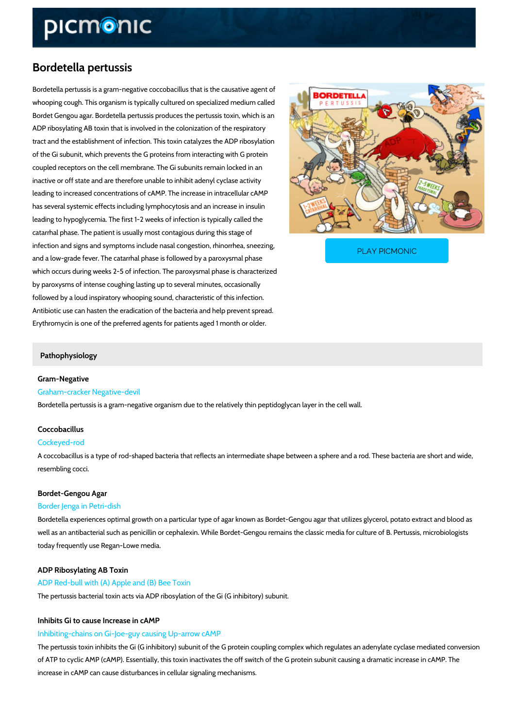# Bordetella pertussis

Bordetella pertussis is a gram-negative coccobacillus that is the causative agent of whooping cough. This organism is typically cultured on specialized medium called Bordet Gengou agar. Bordetella pertussis produces the pertussis toxin, which is an ADP ribosylating AB toxin that is involved in the colonization of the respiratory tract and the establishment of infection. This toxin catalyzes the ADP ribosylation of the Gi subunit, which prevents the G proteins from interacting with G protein coupled receptors on the cell membrane. The Gi subunits remain locked in an inactive or off state and are therefore unable to inhibit adenyl cyclase activity leading to increased concentrations of cAMP. The increase in intracellular cAMP has several systemic effects including lymphocytosis and an increase in insulin leading to hypoglycemia. The first 1-2 weeks of infection is typically called the catarrhal phase. The patient is usually most contagious during this stage of infection and signs and symptoms include nasal congestion, rhinorrhea, sneezing, and a low-grade fever. The catarrhal phase is followed by a paroxysmal phase which occurs during weeks 2-5 of infection. The paroxysmal phase is characterized by paroxysms of intense coughing lasting up to several minutes, occasionally followed by a loud inspiratory whooping sound, characteristic of this infection. Antibiotic use can hasten the eradication of the bacteria and help prevent spread. Erythromycin is one of the preferred agents for patients aged 1 month or older.

PLAY PICMONIC

## Pathophysiology

### Gram-Negative

Graham-cracker Negative-devil

Bordetella pertussis is a gram-negative organism due to the relatively thin peptidoglycan layer in the cell wall.

### Coccobacillus

Cockeyed-rod

A coccobacillus is a type of rod-shaped bacteria that reflects an intermediate shape between a sphere and a rod. These bacteria are short and wide, resembling cocci.

### Bordet-Gengou Agar

Border Jenga in Petri-dish

Bordetella experiences optimal growth on a particular type of agar known as Bordet-Gengou agar that utilizes glycerol, potato extract and blood as well as an antibacterial such as penicillin or cephalexin. While Bordet-Gengou remains the classic media for culture of B. Pertussis, microbiologists today frequently use Regan-Lowe media.

### ADP Ribosylating AB Toxin

ADP Red-bull with (A) Apple and (B) Bee Toxin

The pertussis bacterial toxin acts via ADP ribosylation of the Gi (G inhibitory) subunit.

### Inhibits Gi to cause Increase in cAMP

Inhibiting-chains on Gi-Joe-guy causing Up-arrow cAMP

The pertussis toxin inhibits the Gi (G inhibitory) subunit of the G protein coupling complex which regulates an adenylate cyclase mediated conversion of ATP to cyclic AMP (cAMP). Essentially, this toxin inactivates the off switch of the G protein subunit causing a dramatic increase in cAMP. The increase in cAMP can cause disturbances in cellular signaling mechanisms.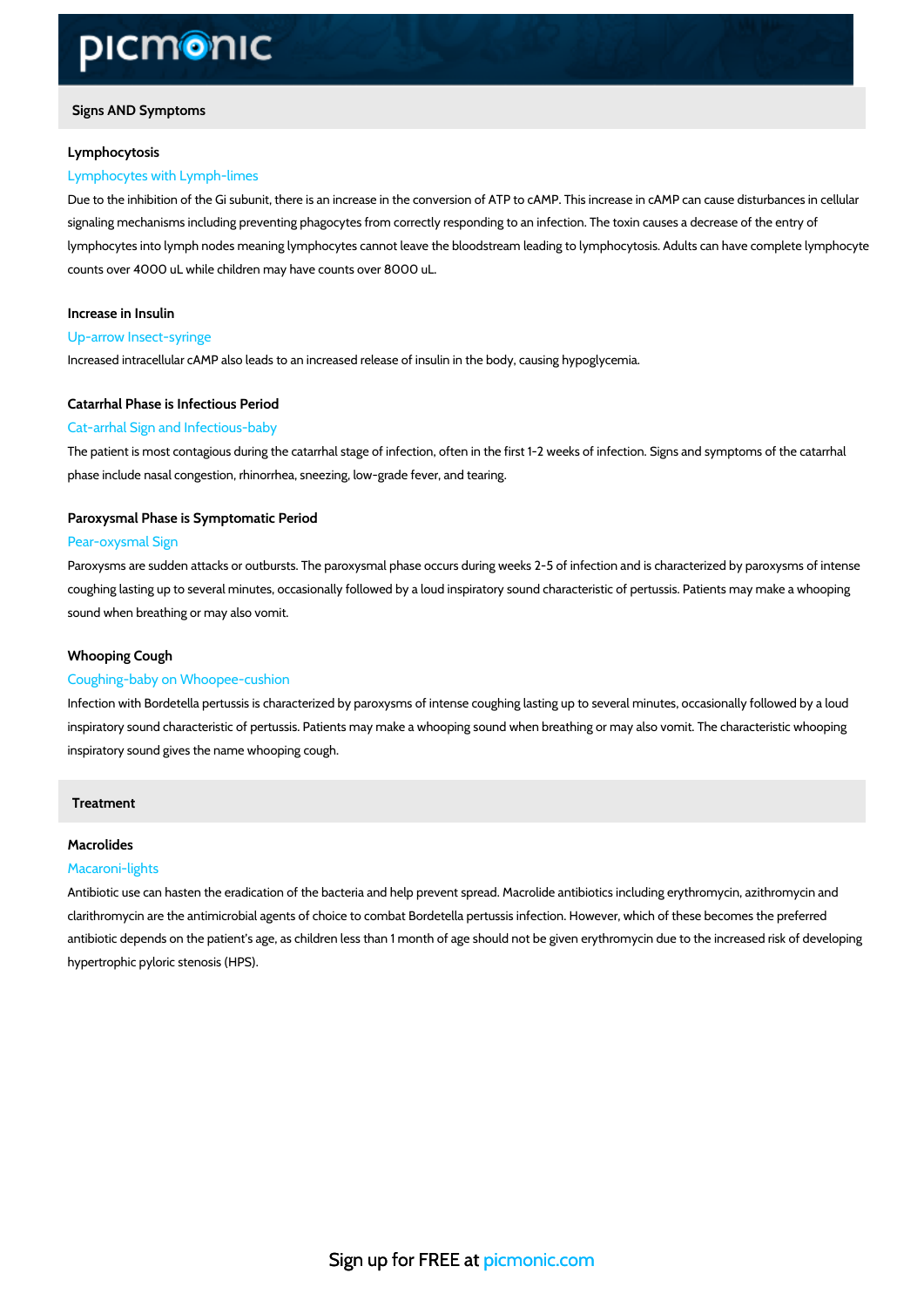## Signs AND Symptoms

### Lymphocytosis

Lymphocytes with Lymph-limes

Due to the inhibition of the Gi subunit, there is an increase in the conversion of ATP to cAMP. This increase in cAMP can cause disturbances in cellular signaling mechanisms including preventing phagocytes from correctly responding to an infection. The toxin causes a decrease of the entry of lymphocytes into lymph nodes meaning lymphocytes cannot leave the bloodstream leading to lymphocytosis. Adults can have complete lymphocyte counts over 4000 uL while children may have counts over 8000 uL.

### Increase in Insulin

Up-arrow Insect-syringe

Increased intracellular cAMP also leads to an increased release of insulin in the body, causing hypoglycemia.

### Catarrhal Phase is Infectious Period

Cat-arrhal Sign and Infectious-baby

The patient is most contagious during the catarrhal stage of infection, often in the first 1-2 weeks of infection. Signs and symptoms of the catarrhal phase include nasal congestion, rhinorrhea, sneezing, low-grade fever, and tearing.

### Paroxysmal Phase is Symptomatic Period

Pear-oxysmal Sign

Paroxysms are sudden attacks or outbursts. The paroxysmal phase occurs during weeks 2-5 of infection and is characterized by paroxysms of intense coughing lasting up to several minutes, occasionally followed by a loud inspiratory sound characteristic of pertussis. Patients may make a whooping sound when breathing or may also vomit.

### Whooping Cough

Coughing-baby on Whoopee-cushion

Infection with Bordetella pertussis is characterized by paroxysms of intense coughing lasting up to several minutes, occasionally followed by a loud inspiratory sound characteristic of pertussis. Patients may make a whooping sound when breathing or may also vomit. The characteristic whooping inspiratory sound gives the name whooping cough.

## Treatment

### Macrolides

Macaroni-lights

Antibiotic use can hasten the eradication of the bacteria and help prevent spread. Macrolide antibiotics including erythromycin, azithromycin and clarithromycin are the antimicrobial agents of choice to combat Bordetella pertussis infection. However, which of these becomes the preferred antibiotic depends on the patient's age, as children less than 1 month of age should not be given erythromycin due to the increased risk of developing hypertrophic pyloric stenosis (HPS).